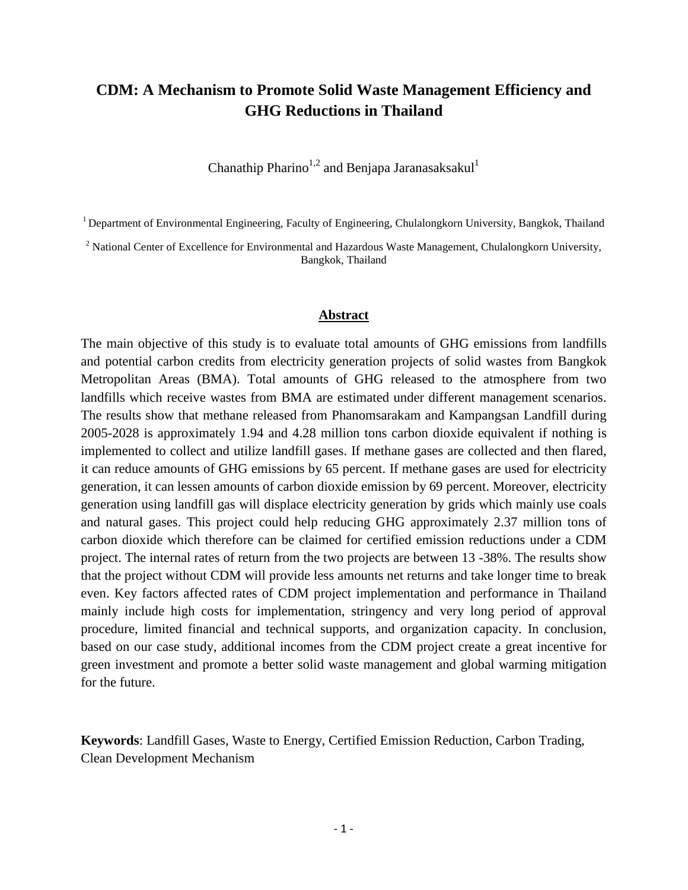# CDM: A Mechanism to Promote Solid Waste Management Efficiency and GHG Reductions in Thailand

Chanathip Pharino[1,2] and Benjapa Jaranasaksakul[1]

[1] Department of Environmental Engineering, Faculty of Engineering, Chulalongkorn University, Bangkok, Thailand

[2] National Center of Excellence for Environmental and Hazardous Waste Management, Chulalongkorn University, Bangkok, Thailand

## Abstract

The main objective of this study is to evaluate total amounts of GHG emissions from landfills and potential carbon credits from electricity generation projects of solid wastes from Bangkok Metropolitan Areas (BMA). Total amounts of GHG released to the atmosphere from two landfills which receive wastes from BMA are estimated under different management scenarios. The results show that methane released from Phanomsarakam and Kampangsan Landfill during 2005-2028 is approximately 1.94 and 4.28 million tons carbon dioxide equivalent if nothing is implemented to collect and utilize landfill gases. If methane gases are collected and then flared, it can reduce amounts of GHG emissions by 65 percent. If methane gases are used for electricity generation, it can lessen amounts of carbon dioxide emission by 69 percent. Moreover, electricity generation using landfill gas will displace electricity generation by grids which mainly use coals and natural gases. This project could help reducing GHG approximately 2.37 million tons of carbon dioxide which therefore can be claimed for certified emission reductions under a CDM project. The internal rates of return from the two projects are between 13 -38%. The results show that the project without CDM will provide less amounts net returns and take longer time to break even. Key factors affected rates of CDM project implementation and performance in Thailand mainly include high costs for implementation, stringency and very long period of approval procedure, limited financial and technical supports, and organization capacity. In conclusion, based on our case study, additional incomes from the CDM project create a great incentive for green investment and promote a better solid waste management and global warming mitigation for the future.

**Keywords**: Landfill Gases, Waste to Energy, Certified Emission Reduction, Carbon Trading, Clean Development Mechanism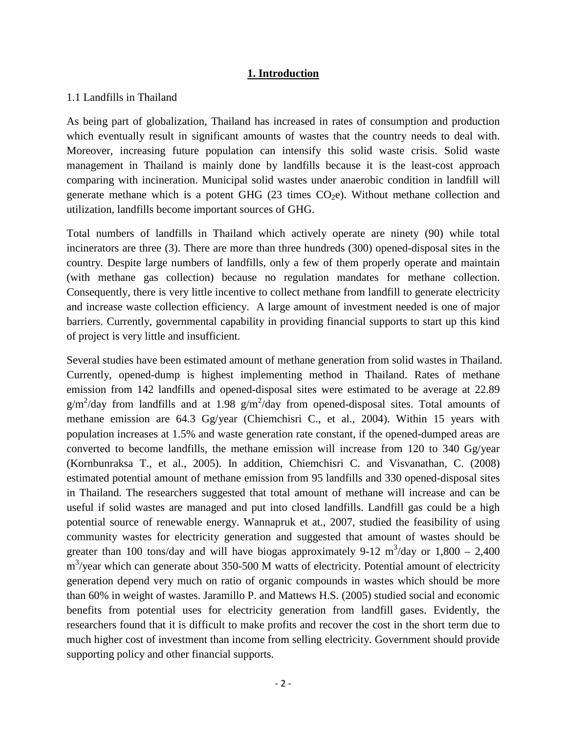## 1. Introduction

1.1 Landfills in Thailand

As being part of globalization, Thailand has increased in rates of consumption and production which eventually result in significant amounts of wastes that the country needs to deal with. Moreover, increasing future population can intensify this solid waste crisis. Solid waste management in Thailand is mainly done by landfills because it is the least-cost approach comparing with incineration. Municipal solid wastes under anaerobic condition in landfill will generate methane which is a potent GHG (23 times $CO_2e$). Without methane collection and utilization, landfills become important sources of GHG.

Total numbers of landfills in Thailand which actively operate are ninety (90) while total incinerators are three (3). There are more than three hundreds (300) opened-disposal sites in the country. Despite large numbers of landfills, only a few of them properly operate and maintain (with methane gas collection) because no regulation mandates for methane collection. Consequently, there is very little incentive to collect methane from landfill to generate electricity and increase waste collection efficiency. A large amount of investment needed is one of major barriers. Currently, governmental capability in providing financial supports to start up this kind of project is very little and insufficient.

Several studies have been estimated amount of methane generation from solid wastes in Thailand. Currently, opened-dump is highest implementing method in Thailand. Rates of methane emission from 142 landfills and opened-disposal sites were estimated to be average at 22.89 $g/m^2/day$ from landfills and at 1.98 $g/m^2/day$ from opened-disposal sites. Total amounts of methane emission are 64.3 Gg/year (Chiemchisri C., et al., 2004). Within 15 years with population increases at 1.5% and waste generation rate constant, if the opened-dumped areas are converted to become landfills, the methane emission will increase from 120 to 340 Gg/year (Kornbunraksa T., et al., 2005). In addition, Chiemchisri C. and Visvanathan, C. (2008) estimated potential amount of methane emission from 95 landfills and 330 opened-disposal sites in Thailand. The researchers suggested that total amount of methane will increase and can be useful if solid wastes are managed and put into closed landfills. Landfill gas could be a high potential source of renewable energy. Wannapruk et at., 2007, studied the feasibility of using community wastes for electricity generation and suggested that amount of wastes should be greater than 100 tons/day and will have biogas approximately 9-12 $m^3/day$ or 1,800 – 2,400 $m^3/year$ which can generate about 350-500 M watts of electricity. Potential amount of electricity generation depend very much on ratio of organic compounds in wastes which should be more than 60% in weight of wastes. Jaramillo P. and Mattews H.S. (2005) studied social and economic benefits from potential uses for electricity generation from landfill gases. Evidently, the researchers found that it is difficult to make profits and recover the cost in the short term due to much higher cost of investment than income from selling electricity. Government should provide supporting policy and other financial supports.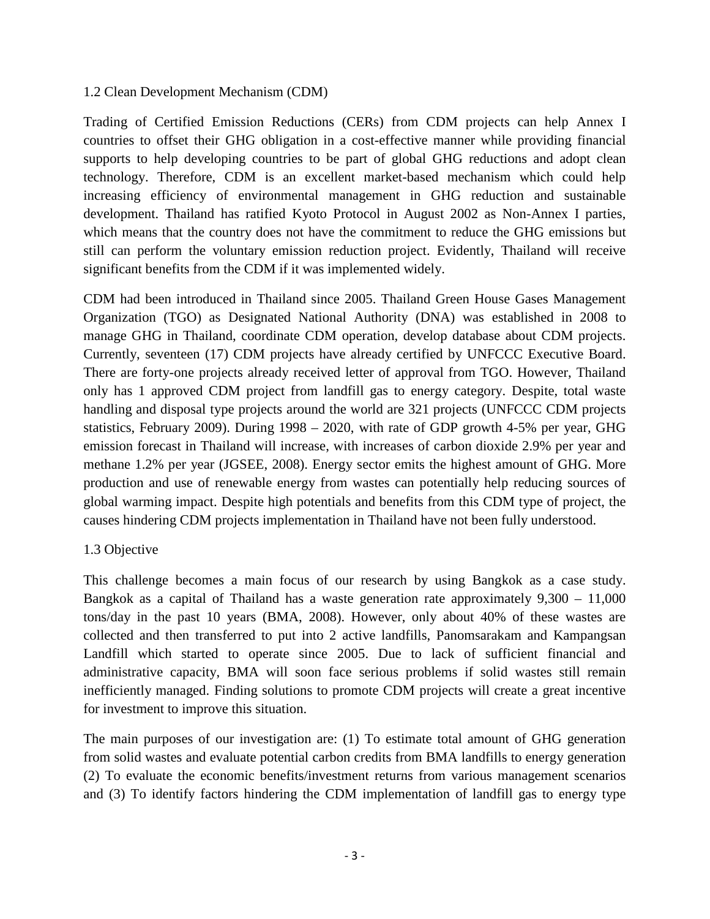## 1.2 Clean Development Mechanism (CDM)

Trading of Certified Emission Reductions (CERs) from CDM projects can help Annex I countries to offset their GHG obligation in a cost-effective manner while providing financial supports to help developing countries to be part of global GHG reductions and adopt clean technology. Therefore, CDM is an excellent market-based mechanism which could help increasing efficiency of environmental management in GHG reduction and sustainable development. Thailand has ratified Kyoto Protocol in August 2002 as Non-Annex I parties, which means that the country does not have the commitment to reduce the GHG emissions but still can perform the voluntary emission reduction project. Evidently, Thailand will receive significant benefits from the CDM if it was implemented widely.

CDM had been introduced in Thailand since 2005. Thailand Green House Gases Management Organization (TGO) as Designated National Authority (DNA) was established in 2008 to manage GHG in Thailand, coordinate CDM operation, develop database about CDM projects. Currently, seventeen (17) CDM projects have already certified by UNFCCC Executive Board. There are forty-one projects already received letter of approval from TGO. However, Thailand only has 1 approved CDM project from landfill gas to energy category. Despite, total waste handling and disposal type projects around the world are 321 projects (UNFCCC CDM projects statistics, February 2009). During 1998 – 2020, with rate of GDP growth 4-5% per year, GHG emission forecast in Thailand will increase, with increases of carbon dioxide 2.9% per year and methane 1.2% per year (JGSEE, 2008). Energy sector emits the highest amount of GHG. More production and use of renewable energy from wastes can potentially help reducing sources of global warming impact. Despite high potentials and benefits from this CDM type of project, the causes hindering CDM projects implementation in Thailand have not been fully understood.

## 1.3 Objective

This challenge becomes a main focus of our research by using Bangkok as a case study. Bangkok as a capital of Thailand has a waste generation rate approximately 9,300 – 11,000 tons/day in the past 10 years (BMA, 2008). However, only about 40% of these wastes are collected and then transferred to put into 2 active landfills, Panomsarakam and Kampangsan Landfill which started to operate since 2005. Due to lack of sufficient financial and administrative capacity, BMA will soon face serious problems if solid wastes still remain inefficiently managed. Finding solutions to promote CDM projects will create a great incentive for investment to improve this situation.

The main purposes of our investigation are: (1) To estimate total amount of GHG generation from solid wastes and evaluate potential carbon credits from BMA landfills to energy generation (2) To evaluate the economic benefits/investment returns from various management scenarios and (3) To identify factors hindering the CDM implementation of landfill gas to energy type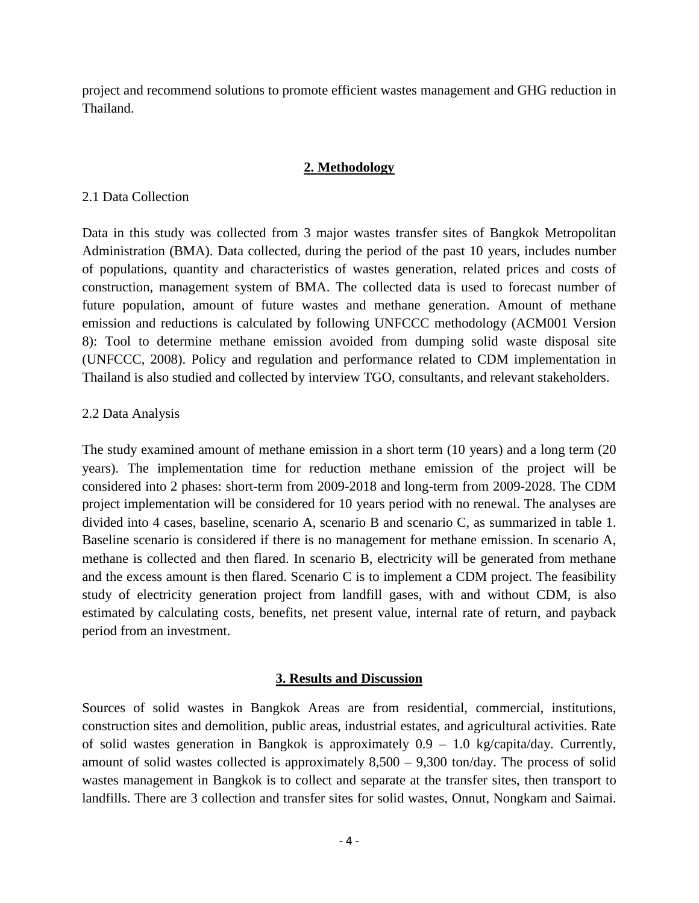project and recommend solutions to promote efficient wastes management and GHG reduction in Thailand.

## 2. Methodology

### 2.1 Data Collection

Data in this study was collected from 3 major wastes transfer sites of Bangkok Metropolitan Administration (BMA). Data collected, during the period of the past 10 years, includes number of populations, quantity and characteristics of wastes generation, related prices and costs of construction, management system of BMA. The collected data is used to forecast number of future population, amount of future wastes and methane generation. Amount of methane emission and reductions is calculated by following UNFCCC methodology (ACM001 Version 8): Tool to determine methane emission avoided from dumping solid waste disposal site (UNFCCC, 2008). Policy and regulation and performance related to CDM implementation in Thailand is also studied and collected by interview TGO, consultants, and relevant stakeholders.

### 2.2 Data Analysis

The study examined amount of methane emission in a short term (10 years) and a long term (20 years). The implementation time for reduction methane emission of the project will be considered into 2 phases: short-term from 2009-2018 and long-term from 2009-2028. The CDM project implementation will be considered for 10 years period with no renewal. The analyses are divided into 4 cases, baseline, scenario A, scenario B and scenario C, as summarized in table 1. Baseline scenario is considered if there is no management for methane emission. In scenario A, methane is collected and then flared. In scenario B, electricity will be generated from methane and the excess amount is then flared. Scenario C is to implement a CDM project. The feasibility study of electricity generation project from landfill gases, with and without CDM, is also estimated by calculating costs, benefits, net present value, internal rate of return, and payback period from an investment.

## 3. Results and Discussion

Sources of solid wastes in Bangkok Areas are from residential, commercial, institutions, construction sites and demolition, public areas, industrial estates, and agricultural activities. Rate of solid wastes generation in Bangkok is approximately 0.9 – 1.0 kg/capita/day. Currently, amount of solid wastes collected is approximately 8,500 – 9,300 ton/day. The process of solid wastes management in Bangkok is to collect and separate at the transfer sites, then transport to landfills. There are 3 collection and transfer sites for solid wastes, Onnut, Nongkam and Saimai.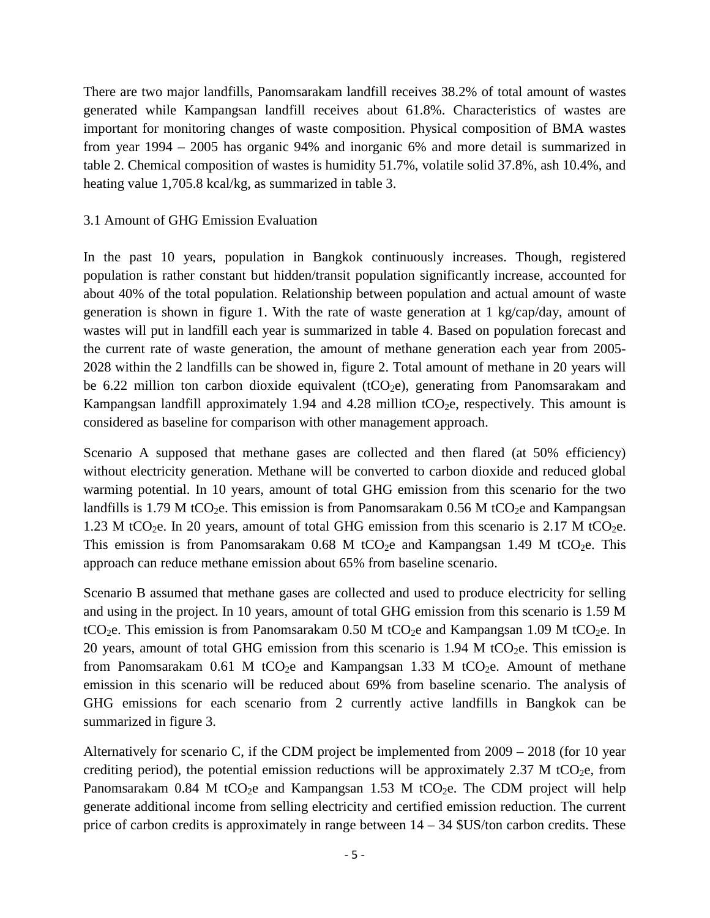There are two major landfills, Panomsarakam landfill receives 38.2% of total amount of wastes generated while Kampangsan landfill receives about 61.8%. Characteristics of wastes are important for monitoring changes of waste composition. Physical composition of BMA wastes from year 1994 – 2005 has organic 94% and inorganic 6% and more detail is summarized in table 2. Chemical composition of wastes is humidity 51.7%, volatile solid 37.8%, ash 10.4%, and heating value 1,705.8 kcal/kg, as summarized in table 3.

### 3.1 Amount of GHG Emission Evaluation

In the past 10 years, population in Bangkok continuously increases. Though, registered population is rather constant but hidden/transit population significantly increase, accounted for about 40% of the total population. Relationship between population and actual amount of waste generation is shown in figure 1. With the rate of waste generation at 1 kg/cap/day, amount of wastes will put in landfill each year is summarized in table 4. Based on population forecast and the current rate of waste generation, the amount of methane generation each year from 2005-2028 within the 2 landfills can be showed in, figure 2. Total amount of methane in 20 years will be 6.22 million ton carbon dioxide equivalent ($tCO_2e$), generating from Panomsarakam and Kampangsan landfill approximately 1.94 and 4.28 million $tCO_2e$, respectively. This amount is considered as baseline for comparison with other management approach.

Scenario A supposed that methane gases are collected and then flared (at 50% efficiency) without electricity generation. Methane will be converted to carbon dioxide and reduced global warming potential. In 10 years, amount of total GHG emission from this scenario for the two landfills is 1.79 M $tCO_2e$. This emission is from Panomsarakam 0.56 M $tCO_2e$ and Kampangsan 1.23 M $tCO_2e$. In 20 years, amount of total GHG emission from this scenario is 2.17 M $tCO_2e$. This emission is from Panomsarakam 0.68 M $tCO_2e$ and Kampangsan 1.49 M $tCO_2e$. This approach can reduce methane emission about 65% from baseline scenario.

Scenario B assumed that methane gases are collected and used to produce electricity for selling and using in the project. In 10 years, amount of total GHG emission from this scenario is 1.59 M $tCO_2e$. This emission is from Panomsarakam 0.50 M $tCO_2e$ and Kampangsan 1.09 M $tCO_2e$. In 20 years, amount of total GHG emission from this scenario is 1.94 M $tCO_2e$. This emission is from Panomsarakam 0.61 M $tCO_2e$ and Kampangsan 1.33 M $tCO_2e$. Amount of methane emission in this scenario will be reduced about 69% from baseline scenario. The analysis of GHG emissions for each scenario from 2 currently active landfills in Bangkok can be summarized in figure 3.

Alternatively for scenario C, if the CDM project be implemented from 2009 – 2018 (for 10 year crediting period), the potential emission reductions will be approximately 2.37 M $tCO_2e$, from Panomsarakam 0.84 M $tCO_2e$ and Kampangsan 1.53 M $tCO_2e$. The CDM project will help generate additional income from selling electricity and certified emission reduction. The current price of carbon credits is approximately in range between 14 – 34 $US/ton carbon credits. These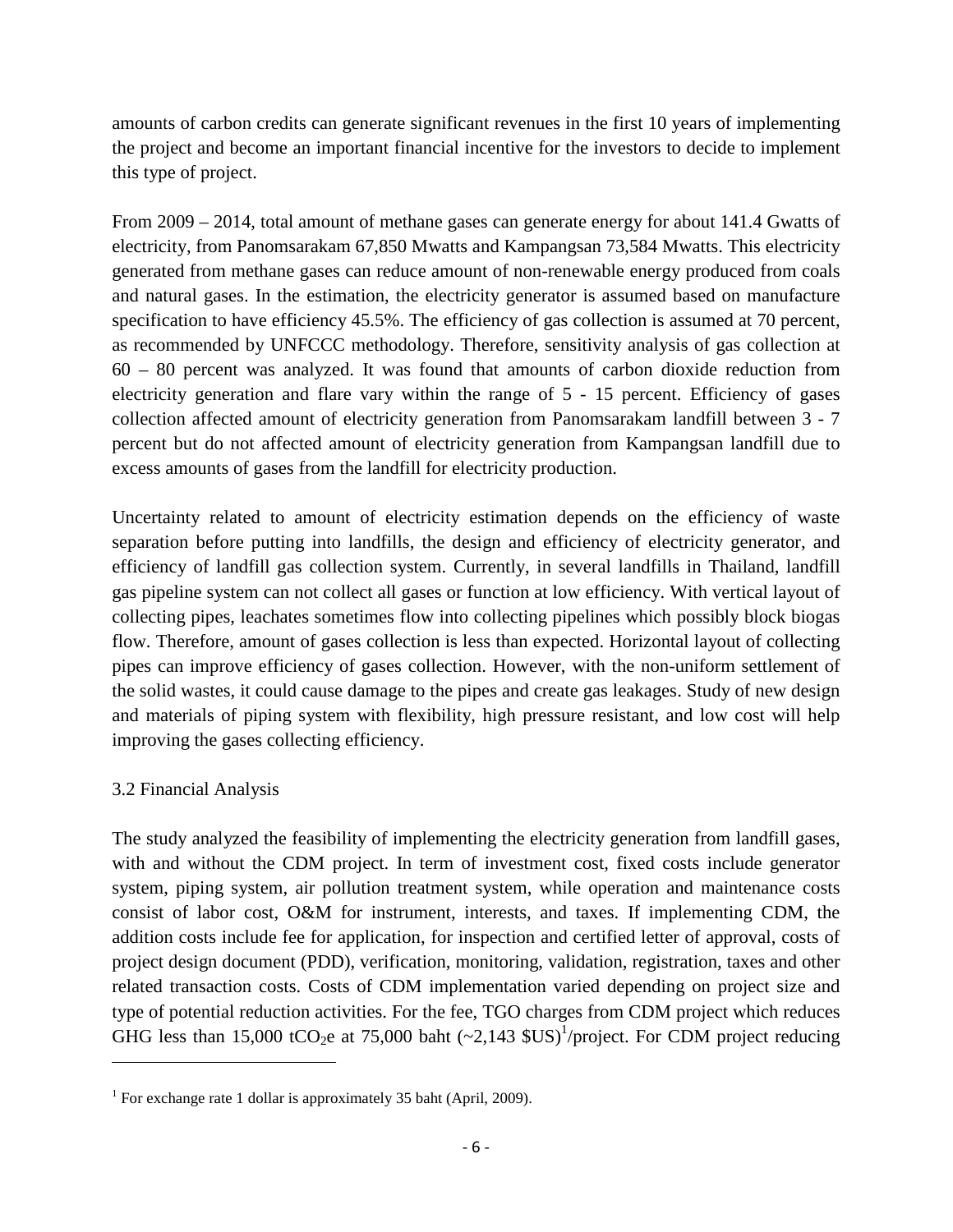amounts of carbon credits can generate significant revenues in the first 10 years of implementing the project and become an important financial incentive for the investors to decide to implement this type of project.

From 2009 – 2014, total amount of methane gases can generate energy for about 141.4 Gwatts of electricity, from Panomsarakam 67,850 Mwatts and Kampangsan 73,584 Mwatts. This electricity generated from methane gases can reduce amount of non-renewable energy produced from coals and natural gases. In the estimation, the electricity generator is assumed based on manufacture specification to have efficiency 45.5%. The efficiency of gas collection is assumed at 70 percent, as recommended by UNFCCC methodology. Therefore, sensitivity analysis of gas collection at 60 – 80 percent was analyzed. It was found that amounts of carbon dioxide reduction from electricity generation and flare vary within the range of 5 - 15 percent. Efficiency of gases collection affected amount of electricity generation from Panomsarakam landfill between 3 - 7 percent but do not affected amount of electricity generation from Kampangsan landfill due to excess amounts of gases from the landfill for electricity production.

Uncertainty related to amount of electricity estimation depends on the efficiency of waste separation before putting into landfills, the design and efficiency of electricity generator, and efficiency of landfill gas collection system. Currently, in several landfills in Thailand, landfill gas pipeline system can not collect all gases or function at low efficiency. With vertical layout of collecting pipes, leachates sometimes flow into collecting pipelines which possibly block biogas flow. Therefore, amount of gases collection is less than expected. Horizontal layout of collecting pipes can improve efficiency of gases collection. However, with the non-uniform settlement of the solid wastes, it could cause damage to the pipes and create gas leakages. Study of new design and materials of piping system with flexibility, high pressure resistant, and low cost will help improving the gases collecting efficiency.

### 3.2 Financial Analysis

The study analyzed the feasibility of implementing the electricity generation from landfill gases, with and without the CDM project. In term of investment cost, fixed costs include generator system, piping system, air pollution treatment system, while operation and maintenance costs consist of labor cost, O&M for instrument, interests, and taxes. If implementing CDM, the addition costs include fee for application, for inspection and certified letter of approval, costs of project design document (PDD), verification, monitoring, validation, registration, taxes and other related transaction costs. Costs of CDM implementation varied depending on project size and type of potential reduction activities. For the fee, TGO charges from CDM project which reduces GHG less than 15,000 $tCO_2e$ at 75,000 baht (~2,143 $US)[1]/project. For CDM project reducing

---

[1] For exchange rate 1 dollar is approximately 35 baht (April, 2009).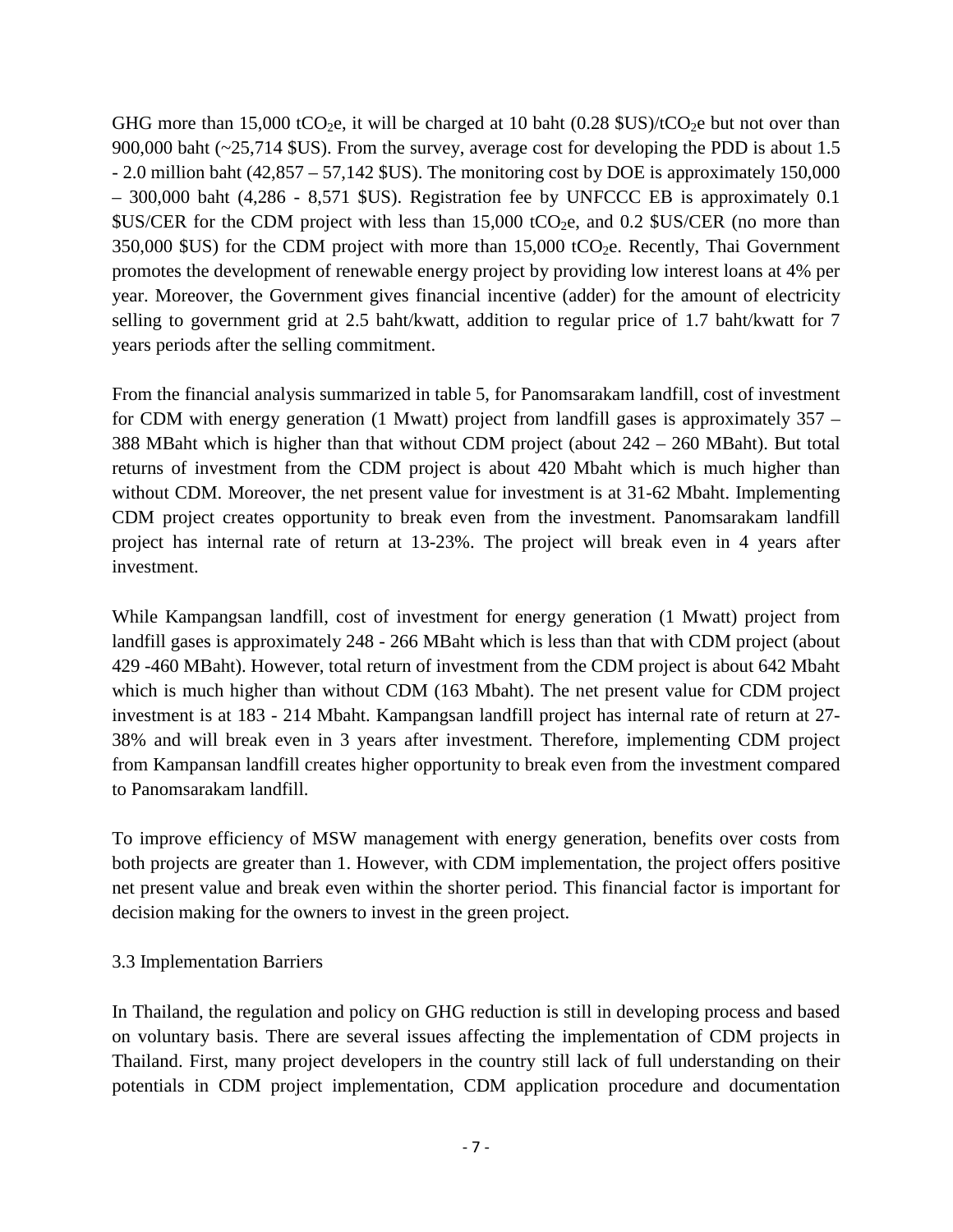GHG more than 15,000 $tCO_2e$, it will be charged at 10 baht (0.28 \$US)/$tCO_2e$ but not over than 900,000 baht (~25,714 \$US). From the survey, average cost for developing the PDD is about 1.5 - 2.0 million baht (42,857 – 57,142 \$US). The monitoring cost by DOE is approximately 150,000 – 300,000 baht (4,286 - 8,571 \$US). Registration fee by UNFCCC EB is approximately 0.1 \$US/CER for the CDM project with less than 15,000 $tCO_2e$, and 0.2 \$US/CER (no more than 350,000 \$US) for the CDM project with more than 15,000 $tCO_2e$. Recently, Thai Government promotes the development of renewable energy project by providing low interest loans at 4% per year. Moreover, the Government gives financial incentive (adder) for the amount of electricity selling to government grid at 2.5 baht/kwatt, addition to regular price of 1.7 baht/kwatt for 7 years periods after the selling commitment.

From the financial analysis summarized in table 5, for Panomsarakam landfill, cost of investment for CDM with energy generation (1 Mwatt) project from landfill gases is approximately 357 – 388 MBaht which is higher than that without CDM project (about 242 – 260 MBaht). But total returns of investment from the CDM project is about 420 Mbaht which is much higher than without CDM. Moreover, the net present value for investment is at 31-62 Mbaht. Implementing CDM project creates opportunity to break even from the investment. Panomsarakam landfill project has internal rate of return at 13-23%. The project will break even in 4 years after investment.

While Kampangsan landfill, cost of investment for energy generation (1 Mwatt) project from landfill gases is approximately 248 - 266 MBaht which is less than that with CDM project (about 429 -460 MBaht). However, total return of investment from the CDM project is about 642 Mbaht which is much higher than without CDM (163 Mbaht). The net present value for CDM project investment is at 183 - 214 Mbaht. Kampangsan landfill project has internal rate of return at 27-38% and will break even in 3 years after investment. Therefore, implementing CDM project from Kampansan landfill creates higher opportunity to break even from the investment compared to Panomsarakam landfill.

To improve efficiency of MSW management with energy generation, benefits over costs from both projects are greater than 1. However, with CDM implementation, the project offers positive net present value and break even within the shorter period. This financial factor is important for decision making for the owners to invest in the green project.

### 3.3 Implementation Barriers

In Thailand, the regulation and policy on GHG reduction is still in developing process and based on voluntary basis. There are several issues affecting the implementation of CDM projects in Thailand. First, many project developers in the country still lack of full understanding on their potentials in CDM project implementation, CDM application procedure and documentation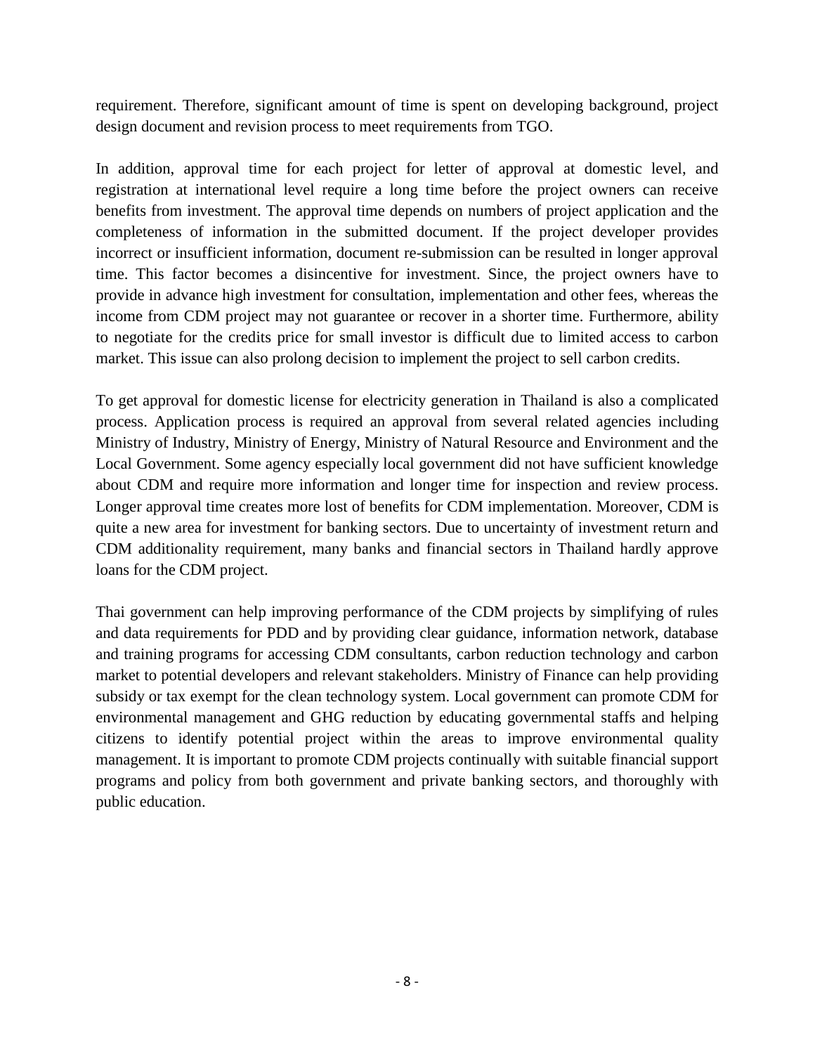requirement. Therefore, significant amount of time is spent on developing background, project design document and revision process to meet requirements from TGO.

In addition, approval time for each project for letter of approval at domestic level, and registration at international level require a long time before the project owners can receive benefits from investment. The approval time depends on numbers of project application and the completeness of information in the submitted document. If the project developer provides incorrect or insufficient information, document re-submission can be resulted in longer approval time. This factor becomes a disincentive for investment. Since, the project owners have to provide in advance high investment for consultation, implementation and other fees, whereas the income from CDM project may not guarantee or recover in a shorter time. Furthermore, ability to negotiate for the credits price for small investor is difficult due to limited access to carbon market. This issue can also prolong decision to implement the project to sell carbon credits.

To get approval for domestic license for electricity generation in Thailand is also a complicated process. Application process is required an approval from several related agencies including Ministry of Industry, Ministry of Energy, Ministry of Natural Resource and Environment and the Local Government. Some agency especially local government did not have sufficient knowledge about CDM and require more information and longer time for inspection and review process. Longer approval time creates more lost of benefits for CDM implementation. Moreover, CDM is quite a new area for investment for banking sectors. Due to uncertainty of investment return and CDM additionality requirement, many banks and financial sectors in Thailand hardly approve loans for the CDM project.

Thai government can help improving performance of the CDM projects by simplifying of rules and data requirements for PDD and by providing clear guidance, information network, database and training programs for accessing CDM consultants, carbon reduction technology and carbon market to potential developers and relevant stakeholders. Ministry of Finance can help providing subsidy or tax exempt for the clean technology system. Local government can promote CDM for environmental management and GHG reduction by educating governmental staffs and helping citizens to identify potential project within the areas to improve environmental quality management. It is important to promote CDM projects continually with suitable financial support programs and policy from both government and private banking sectors, and thoroughly with public education.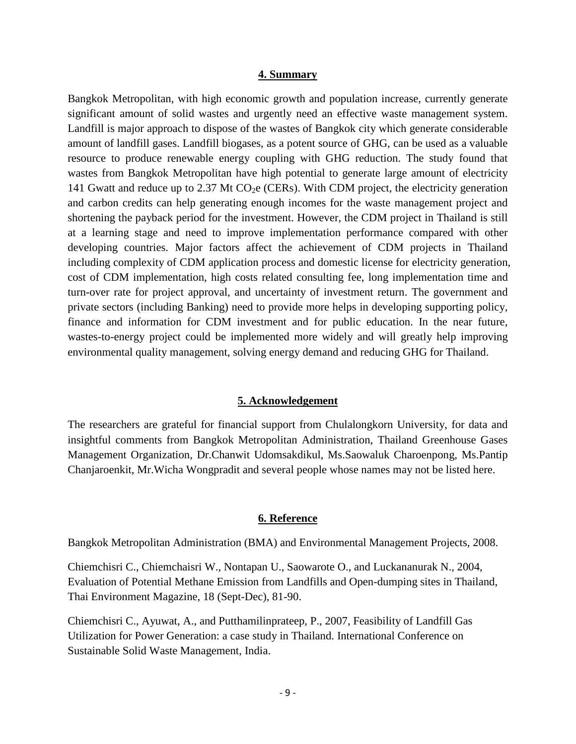## 4. Summary

Bangkok Metropolitan, with high economic growth and population increase, currently generate significant amount of solid wastes and urgently need an effective waste management system. Landfill is major approach to dispose of the wastes of Bangkok city which generate considerable amount of landfill gases. Landfill biogases, as a potent source of GHG, can be used as a valuable resource to produce renewable energy coupling with GHG reduction. The study found that wastes from Bangkok Metropolitan have high potential to generate large amount of electricity 141 Gwatt and reduce up to 2.37 Mt $CO_2e$ (CERs). With CDM project, the electricity generation and carbon credits can help generating enough incomes for the waste management project and shortening the payback period for the investment. However, the CDM project in Thailand is still at a learning stage and need to improve implementation performance compared with other developing countries. Major factors affect the achievement of CDM projects in Thailand including complexity of CDM application process and domestic license for electricity generation, cost of CDM implementation, high costs related consulting fee, long implementation time and turn-over rate for project approval, and uncertainty of investment return. The government and private sectors (including Banking) need to provide more helps in developing supporting policy, finance and information for CDM investment and for public education. In the near future, wastes-to-energy project could be implemented more widely and will greatly help improving environmental quality management, solving energy demand and reducing GHG for Thailand.

## 5. Acknowledgement

The researchers are grateful for financial support from Chulalongkorn University, for data and insightful comments from Bangkok Metropolitan Administration, Thailand Greenhouse Gases Management Organization, Dr.Chanwit Udomsakdikul, Ms.Saowaluk Charoenpong, Ms.Pantip Chanjaroenkit, Mr.Wicha Wongpradit and several people whose names may not be listed here.

## 6. Reference

Bangkok Metropolitan Administration (BMA) and Environmental Management Projects, 2008.

Chiemchisri C., Chiemchaisri W., Nontapan U., Saowarote O., and Luckananurak N., 2004, Evaluation of Potential Methane Emission from Landfills and Open-dumping sites in Thailand, Thai Environment Magazine, 18 (Sept-Dec), 81-90.

Chiemchisri C., Ayuwat, A., and Putthamilinprateep, P., 2007, Feasibility of Landfill Gas Utilization for Power Generation: a case study in Thailand. International Conference on Sustainable Solid Waste Management, India.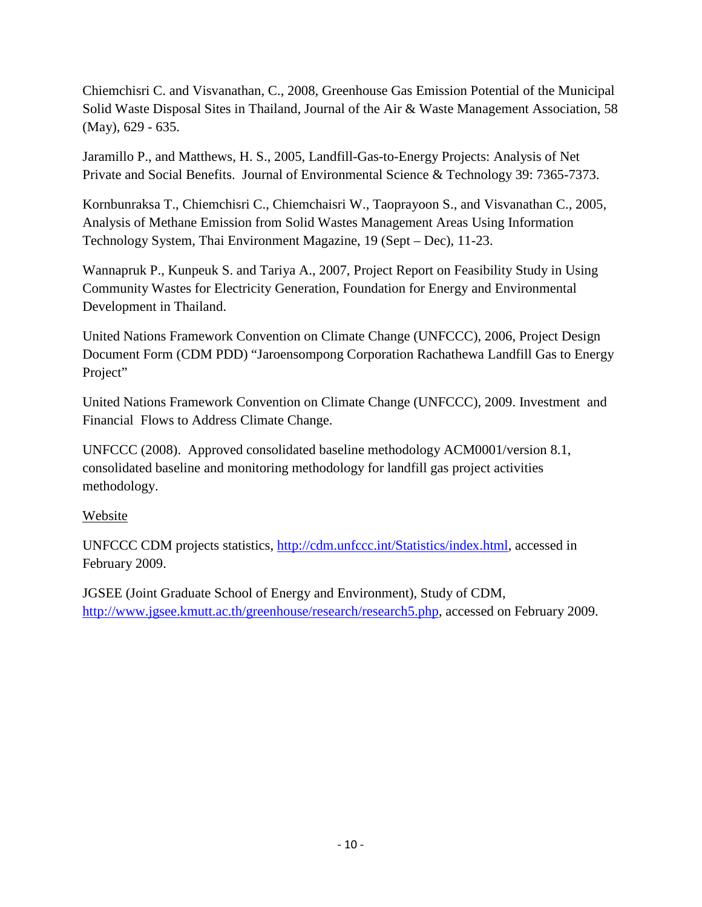Chiemchisri C. and Visvanathan, C., 2008, Greenhouse Gas Emission Potential of the Municipal Solid Waste Disposal Sites in Thailand, Journal of the Air & Waste Management Association, 58 (May), 629 - 635.

Jaramillo P., and Matthews, H. S., 2005, Landfill-Gas-to-Energy Projects: Analysis of Net Private and Social Benefits. Journal of Environmental Science & Technology 39: 7365-7373.

Kornbunraksa T., Chiemchisri C., Chiemchaisri W., Taoprayoon S., and Visvanathan C., 2005, Analysis of Methane Emission from Solid Wastes Management Areas Using Information Technology System, Thai Environment Magazine, 19 (Sept – Dec), 11-23.

Wannapruk P., Kunpeuk S. and Tariya A., 2007, Project Report on Feasibility Study in Using Community Wastes for Electricity Generation, Foundation for Energy and Environmental Development in Thailand.

United Nations Framework Convention on Climate Change (UNFCCC), 2006, Project Design Document Form (CDM PDD) "Jaroensompong Corporation Rachathewa Landfill Gas to Energy Project"

United Nations Framework Convention on Climate Change (UNFCCC), 2009. Investment and Financial Flows to Address Climate Change.

UNFCCC (2008). Approved consolidated baseline methodology ACM0001/version 8.1, consolidated baseline and monitoring methodology for landfill gas project activities methodology.

<u>Website</u>

UNFCCC CDM projects statistics, http://cdm.unfccc.int/Statistics/index.html, accessed in February 2009.

JGSEE (Joint Graduate School of Energy and Environment), Study of CDM, http://www.jgsee.kmutt.ac.th/greenhouse/research/research5.php, accessed on February 2009.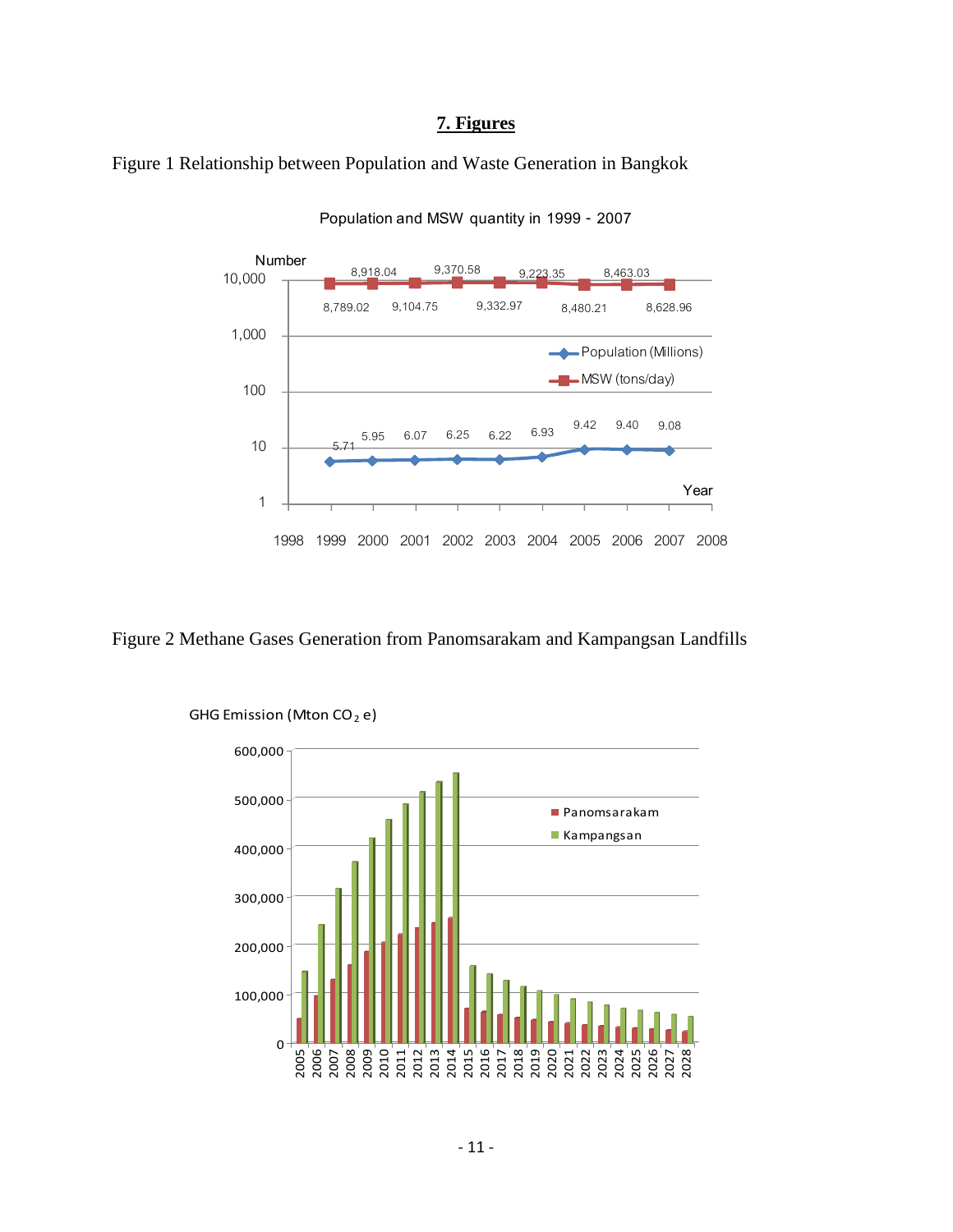## 7. Figures

Figure 1 Relationship between Population and Waste Generation in Bangkok

Population and MSW quantity in 1999 - 2007

| Year | Population (Millions) | MSW (tons/day) |
|---|---|---|
| 1999 | 5.71 | 8,789.02 |
| 2000 | 5.95 | 8,918.04 |
| 2001 | 6.07 | 9,104.75 |
| 2002 | 6.25 | 9,370.58 |
| 2003 | 6.22 | 9,332.97 |
| 2004 | 6.93 | 9,223.35 |
| 2005 | 9.42 | 8,480.21 |
| 2006 | 9.40 | 8,463.03 |
| 2007 | 9.08 | 8,628.96 |

Figure 2 Methane Gases Generation from Panomsarakam and Kampangsan Landfills

GHG Emission (Mton $CO_2$ e)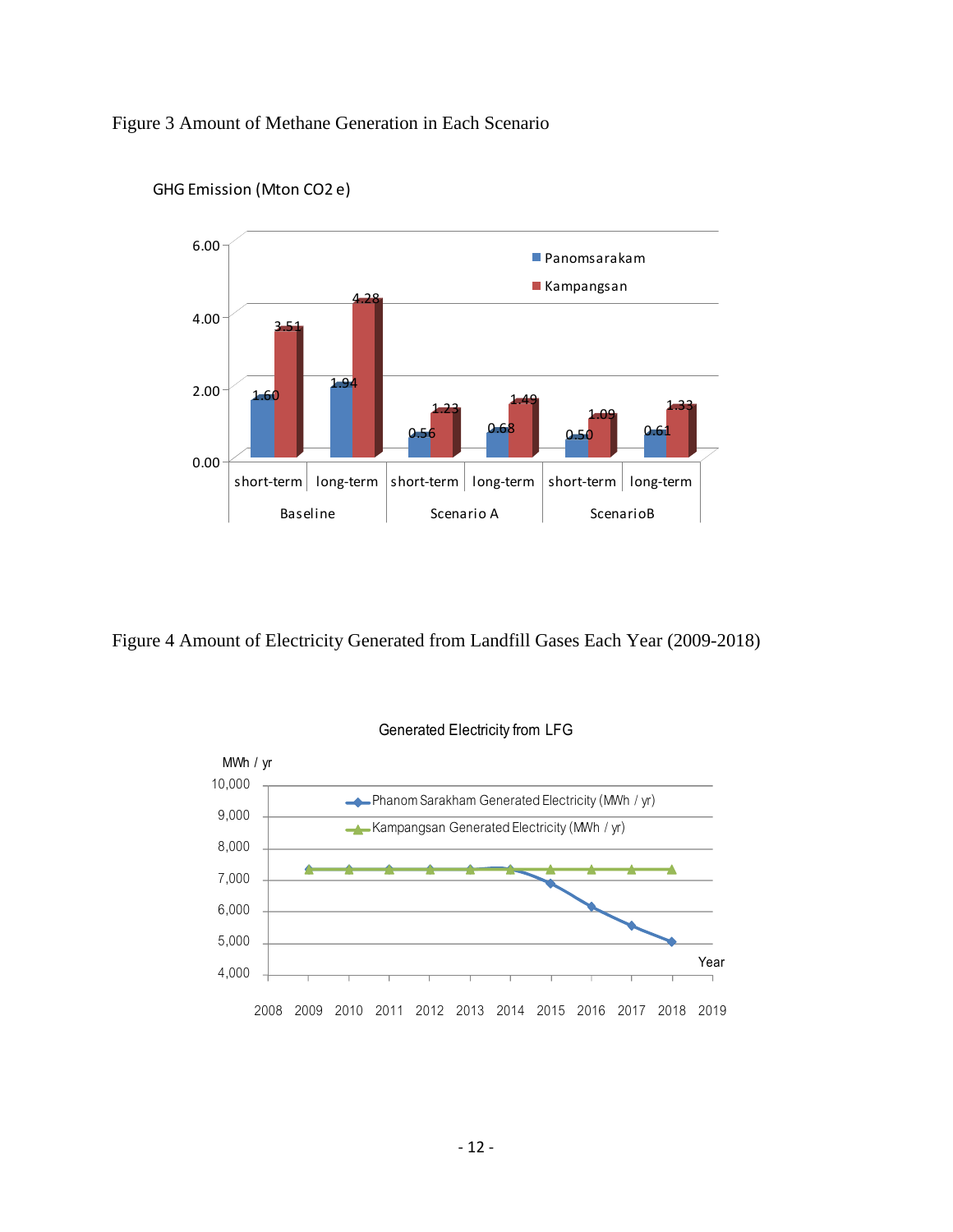Figure 3 Amount of Methane Generation in Each Scenario

GHG Emission (Mton CO2 e)

| | Baseline | | Scenario A | | ScenarioB | |
|---|---|---|---|---|---|---|
| | short-term | long-term | short-term | long-term | short-term | long-term |
| Panomsarakam | 1.60 | 1.94 | 0.56 | 0.68 | 0.50 | 0.61 |
| Kampangsan | 3.51 | 4.28 | 1.23 | 1.49 | 1.09 | 1.33 |

Figure 4 Amount of Electricity Generated from Landfill Gases Each Year (2009-2018)

Generated Electricity from LFG

MWh / yr

Phanom Sarakham Generated Electricity (MWh / yr)

Kampangsan Generated Electricity (MWh / yr)

Year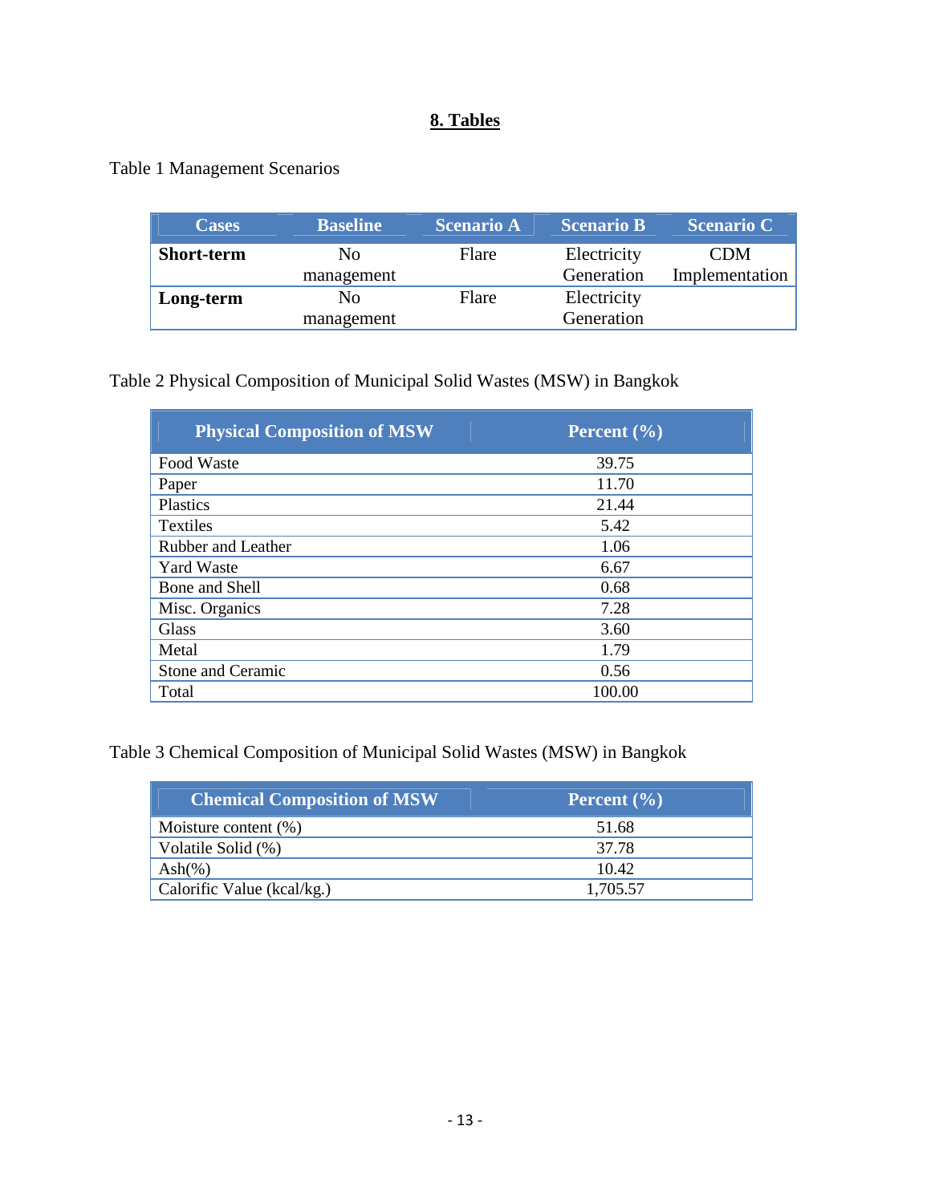## 8. Tables

Table 1 Management Scenarios

| Cases | Baseline | Scenario A | Scenario B | Scenario C |
| --- | --- | --- | --- | --- |
| **Short-term** | No management | Flare | Electricity Generation | CDM Implementation |
| **Long-term** | No management | Flare | Electricity Generation | |

Table 2 Physical Composition of Municipal Solid Wastes (MSW) in Bangkok

| Physical Composition of MSW | Percent (%) |
| --- | --- |
| Food Waste | 39.75 |
| Paper | 11.70 |
| Plastics | 21.44 |
| Textiles | 5.42 |
| Rubber and Leather | 1.06 |
| Yard Waste | 6.67 |
| Bone and Shell | 0.68 |
| Misc. Organics | 7.28 |
| Glass | 3.60 |
| Metal | 1.79 |
| Stone and Ceramic | 0.56 |
| Total | 100.00 |

Table 3 Chemical Composition of Municipal Solid Wastes (MSW) in Bangkok

| Chemical Composition of MSW | Percent (%) |
| --- | --- |
| Moisture content (%) | 51.68 |
| Volatile Solid (%) | 37.78 |
| Ash(%) | 10.42 |
| Calorific Value (kcal/kg.) | 1,705.57 |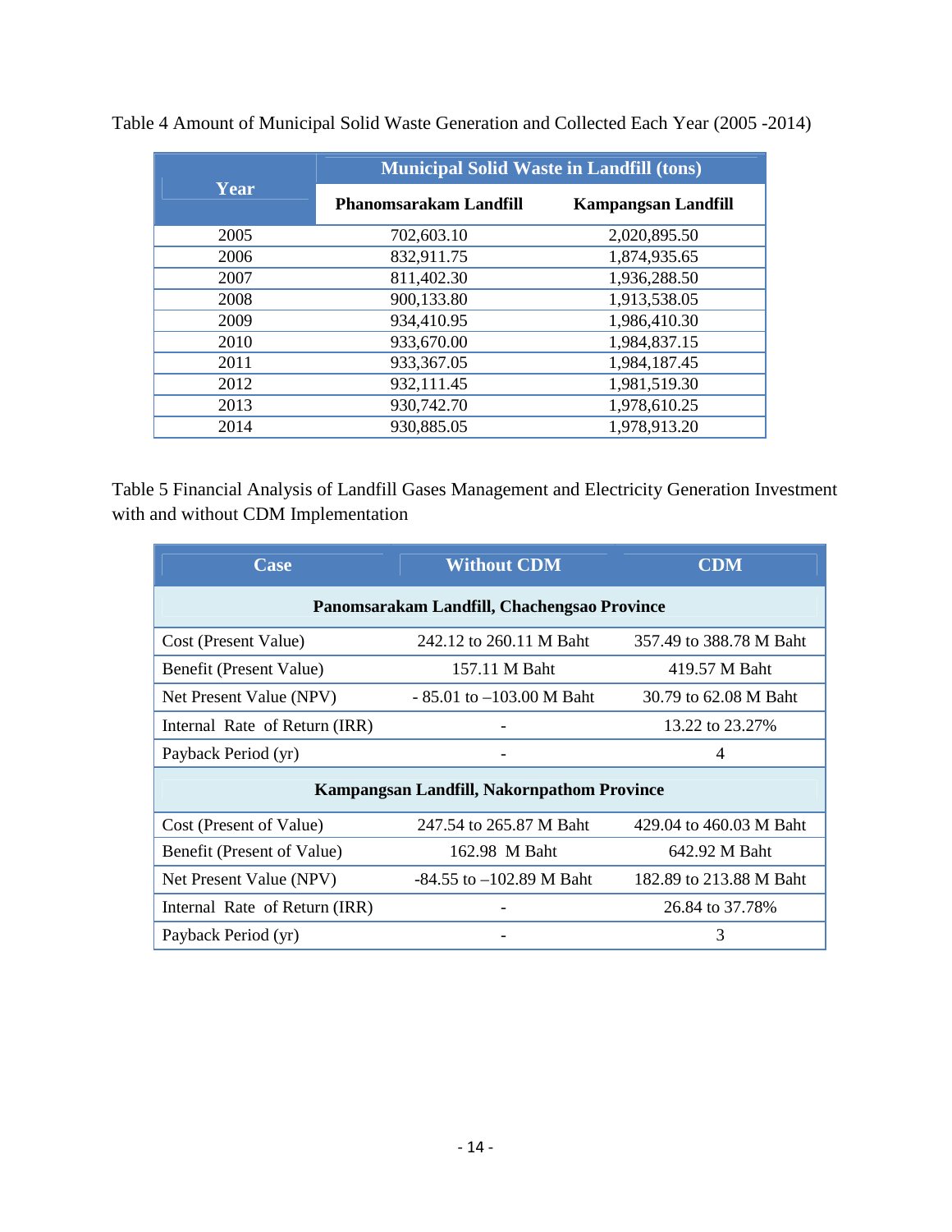Table 4 Amount of Municipal Solid Waste Generation and Collected Each Year (2005 -2014)

| Year | Municipal Solid Waste in Landfill (tons) | |
|---|---|---|
| | Phanomsarakam Landfill | Kampangsan Landfill |
| 2005 | 702,603.10 | 2,020,895.50 |
| 2006 | 832,911.75 | 1,874,935.65 |
| 2007 | 811,402.30 | 1,936,288.50 |
| 2008 | 900,133.80 | 1,913,538.05 |
| 2009 | 934,410.95 | 1,986,410.30 |
| 2010 | 933,670.00 | 1,984,837.15 |
| 2011 | 933,367.05 | 1,984,187.45 |
| 2012 | 932,111.45 | 1,981,519.30 |
| 2013 | 930,742.70 | 1,978,610.25 |
| 2014 | 930,885.05 | 1,978,913.20 |

Table 5 Financial Analysis of Landfill Gases Management and Electricity Generation Investment with and without CDM Implementation

| Case | Without CDM | CDM |
|---|---|---|
| **Panomsarakam Landfill, Chachengsao Province** | | |
| Cost (Present Value) | 242.12 to 260.11 M Baht | 357.49 to 388.78 M Baht |
| Benefit (Present Value) | 157.11 M Baht | 419.57 M Baht |
| Net Present Value (NPV) | - 85.01 to –103.00 M Baht | 30.79 to 62.08 M Baht |
| Internal Rate of Return (IRR) | - | 13.22 to 23.27% |
| Payback Period (yr) | - | 4 |
| **Kampangsan Landfill, Nakornpathom Province** | | |
| Cost (Present of Value) | 247.54 to 265.87 M Baht | 429.04 to 460.03 M Baht |
| Benefit (Present of Value) | 162.98 M Baht | 642.92 M Baht |
| Net Present Value (NPV) | -84.55 to –102.89 M Baht | 182.89 to 213.88 M Baht |
| Internal Rate of Return (IRR) | - | 26.84 to 37.78% |
| Payback Period (yr) | - | 3 |